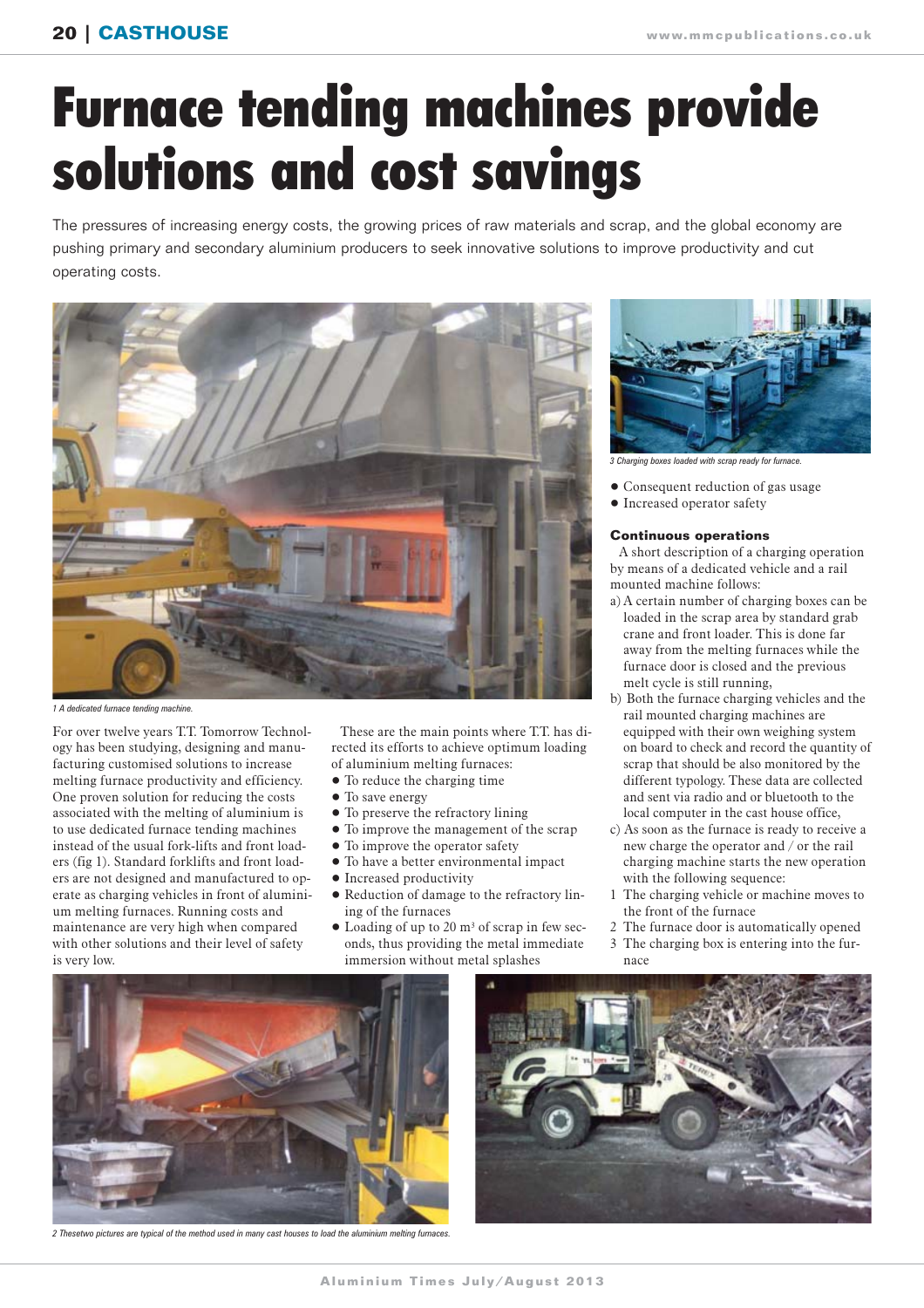# Furnace tending machines provide solutions and cost savings

The pressures of increasing energy costs, the growing prices of raw materials and scrap, and the global economy are pushing primary and secondary aluminium producers to seek innovative solutions to improve productivity and cut operating costs.

1 A dedicated furnace tending machine.

For over twelve years T.T. Tomorrow Technology has been studying, designing and manufacturing customised solutions to increase melting furnace productivity and efficiency. One proven solution for reducing the costs associated with the melting of aluminium is to use dedicated furnace tending machines instead of the usual fork-lifts and front loaders (fig 1). Standard forklifts and front loaders are not designed and manufactured to operate as charging vehicles in front of aluminium melting furnaces. Running costs and maintenance are very high when compared with other solutions and their level of safety is very low.

These are the main points where T.T. has directed its efforts to achieve optimum loading of aluminium melting furnaces:

- To reduce the charging time
- To save energy
- To preserve the refractory lining
- To improve the management of the scrap
- To improve the operator safety
- To have a better environmental impact
- Increased productivity
- Reduction of damage to the refractory lining of the furnaces
- Loading of up to 20 m³ of scrap in few seconds, thus providing the metal immediate immersion without metal splashes

3 Charging boxes loaded with scrap ready for furnace.

- Consequent reduction of gas usage
- Increased operator safety

### Continuous operations

A short description of a charging operation by means of a dedicated vehicle and a rail mounted machine follows:

a) A certain number of charging boxes can be loaded in the scrap area by standard grab crane and front loader. This is done far away from the melting furnaces while the furnace door is closed and the previous melt cycle is still running,

b) Both the furnace charging vehicles and the rail mounted charging machines are equipped with their own weighing system on board to check and record the quantity of scrap that should be also monitored by the different typology. These data are collected and sent via radio and or bluetooth to the local computer in the cast house office,

c) As soon as the furnace is ready to receive a new charge the operator and / or the rail charging machine starts the new operation with the following sequence:

1. The charging vehicle or machine moves to the front of the furnace
2. The furnace door is automatically opened
3. The charging box is entering into the furnace

2 Thesetwo pictures are typical of the method used in many cast houses to load the aluminium melting furnaces.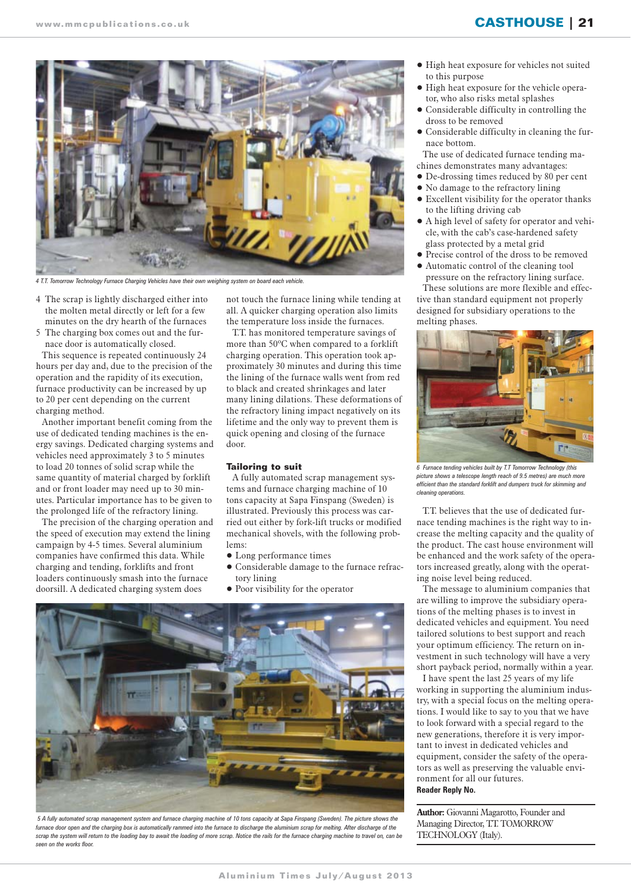4 T.T. Tomorrow Technology Furnace Charging Vehicles have their own weighing system on board each vehicle.

4 The scrap is lightly discharged either into the molten metal directly or left for a few minutes on the dry hearth of the furnaces
5 The charging box comes out and the furnace door is automatically closed.

This sequence is repeated continuously 24 hours per day and, due to the precision of the operation and the rapidity of its execution, furnace productivity can be increased by up to 20 per cent depending on the current charging method.

Another important benefit coming from the use of dedicated tending machines is the energy savings. Dedicated charging systems and vehicles need approximately 3 to 5 minutes to load 20 tonnes of solid scrap while the same quantity of material charged by forklift and or front loader may need up to 30 minutes. Particular importance has to be given to the prolonged life of the refractory lining.

The precision of the charging operation and the speed of execution may extend the lining campaign by 4-5 times. Several aluminium companies have confirmed this data. While charging and tending, forklifts and front loaders continuously smash into the furnace doorsill. A dedicated charging system does not touch the furnace lining while tending at all. A quicker charging operation also limits the temperature loss inside the furnaces.

T.T. has monitored temperature savings of more than 50ºC when compared to a forklift charging operation. This operation took approximately 30 minutes and during this time the lining of the furnace walls went from red to black and created shrinkages and later many lining dilations. These deformations of the refractory lining impact negatively on its lifetime and the only way to prevent them is quick opening and closing of the furnace door.

### Tailoring to suit

A fully automated scrap management systems and furnace charging machine of 10 tons capacity at Sapa Finspang (Sweden) is illustrated. Previously this process was carried out either by fork-lift trucks or modified mechanical shovels, with the following problems:

- Long performance times
- Considerable damage to the furnace refractory lining
- Poor visibility for the operator
- High heat exposure for vehicles not suited to this purpose
- High heat exposure for the vehicle operator, who also risks metal splashes
- Considerable difficulty in controlling the dross to be removed
- Considerable difficulty in cleaning the furnace bottom.

The use of dedicated furnace tending machines demonstrates many advantages:

- De-drossing times reduced by 80 per cent
- No damage to the refractory lining
- Excellent visibility for the operator thanks to the lifting driving cab
- A high level of safety for operator and vehicle, with the cab's case-hardened safety glass protected by a metal grid
- Precise control of the dross to be removed
- Automatic control of the cleaning tool pressure on the refractory lining surface.

These solutions are more flexible and effective than standard equipment not properly designed for subsidiary operations to the melting phases.

6 Furnace tending vehicles built by T.T Tomorrow Technology (this picture shows a telescope length reach of 9.5 metres) are much more efficient than the standard forklift and dumpers truck for skimming and cleaning operations.

T.T. believes that the use of dedicated furnace tending machines is the right way to increase the melting capacity and the quality of the product. The cast house environment will be enhanced and the work safety of the operators increased greatly, along with the operating noise level being reduced.

The message to aluminium companies that are willing to improve the subsidiary operations of the melting phases is to invest in dedicated vehicles and equipment. You need tailored solutions to best support and reach your optimum efficiency. The return on investment in such technology will have a very short payback period, normally within a year.

I have spent the last 25 years of my life working in supporting the aluminium industry, with a special focus on the melting operations. I would like to say to you that we have to look forward with a special regard to the new generations, therefore it is very important to invest in dedicated vehicles and equipment, consider the safety of the operators as well as preserving the valuable environment for all our futures.

**Reader Reply No.**

5 A fully automated scrap management system and furnace charging machine of 10 tons capacity at Sapa Finspang (Sweden). The picture shows the furnace door open and the charging box is automatically rammed into the furnace to discharge the aluminium scrap for melting. After discharge of the scrap the system will return to the loading bay to await the loading of more scrap. Notice the rails for the furnace charging machine to travel on, can be seen on the works floor.

**Author:** Giovanni Magarotto, Founder and Managing Director, T.T. TOMORROW TECHNOLOGY (Italy).